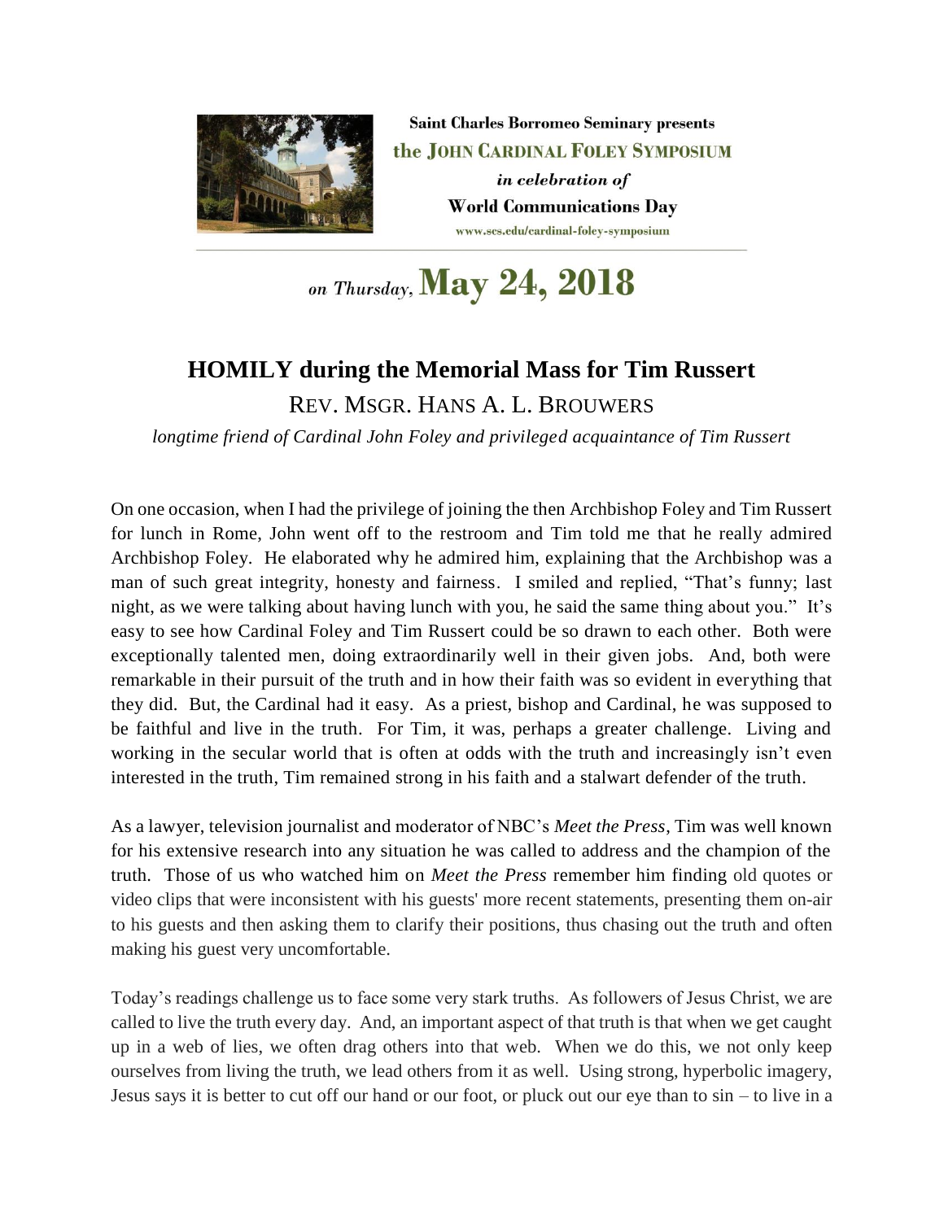Saint Charles Borromeo Seminary presents

**the JOHN CARDINAL FOLEY SYMPOSIUM**

*in celebration of*

**World Communications Day**

www.scs.edu/cardinal-foley-symposium

*on Thursday,* **May 24, 2018**

# HOMILY during the Memorial Mass for Tim Russert

## REV. MSGR. HANS A. L. BROUWERS

*longtime friend of Cardinal John Foley and privileged acquaintance of Tim Russert*

On one occasion, when I had the privilege of joining the then Archbishop Foley and Tim Russert for lunch in Rome, John went off to the restroom and Tim told me that he really admired Archbishop Foley. He elaborated why he admired him, explaining that the Archbishop was a man of such great integrity, honesty and fairness. I smiled and replied, "That's funny; last night, as we were talking about having lunch with you, he said the same thing about you." It's easy to see how Cardinal Foley and Tim Russert could be so drawn to each other. Both were exceptionally talented men, doing extraordinarily well in their given jobs. And, both were remarkable in their pursuit of the truth and in how their faith was so evident in everything that they did. But, the Cardinal had it easy. As a priest, bishop and Cardinal, he was supposed to be faithful and live in the truth. For Tim, it was, perhaps a greater challenge. Living and working in the secular world that is often at odds with the truth and increasingly isn't even interested in the truth, Tim remained strong in his faith and a stalwart defender of the truth.

As a lawyer, television journalist and moderator of NBC's *Meet the Press*, Tim was well known for his extensive research into any situation he was called to address and the champion of the truth. Those of us who watched him on *Meet the Press* remember him finding old quotes or video clips that were inconsistent with his guests' more recent statements, presenting them on-air to his guests and then asking them to clarify their positions, thus chasing out the truth and often making his guest very uncomfortable.

Today's readings challenge us to face some very stark truths. As followers of Jesus Christ, we are called to live the truth every day. And, an important aspect of that truth is that when we get caught up in a web of lies, we often drag others into that web. When we do this, we not only keep ourselves from living the truth, we lead others from it as well. Using strong, hyperbolic imagery, Jesus says it is better to cut off our hand or our foot, or pluck out our eye than to sin – to live in a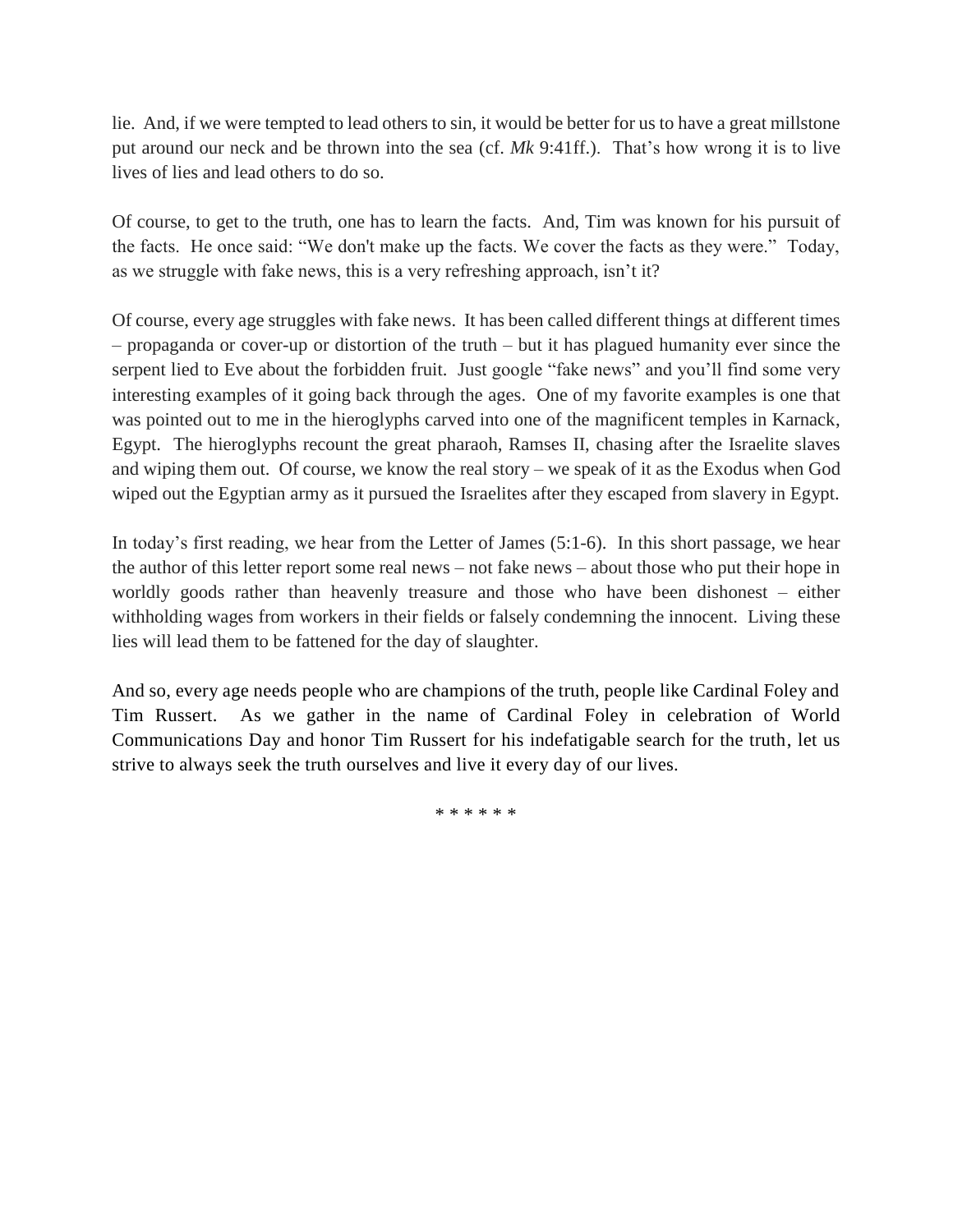lie. And, if we were tempted to lead others to sin, it would be better for us to have a great millstone put around our neck and be thrown into the sea (cf. *Mk* 9:41ff.). That's how wrong it is to live lives of lies and lead others to do so.

Of course, to get to the truth, one has to learn the facts. And, Tim was known for his pursuit of the facts. He once said: "We don't make up the facts. We cover the facts as they were." Today, as we struggle with fake news, this is a very refreshing approach, isn't it?

Of course, every age struggles with fake news. It has been called different things at different times – propaganda or cover-up or distortion of the truth – but it has plagued humanity ever since the serpent lied to Eve about the forbidden fruit. Just google "fake news" and you'll find some very interesting examples of it going back through the ages. One of my favorite examples is one that was pointed out to me in the hieroglyphs carved into one of the magnificent temples in Karnack, Egypt. The hieroglyphs recount the great pharaoh, Ramses II, chasing after the Israelite slaves and wiping them out. Of course, we know the real story – we speak of it as the Exodus when God wiped out the Egyptian army as it pursued the Israelites after they escaped from slavery in Egypt.

In today's first reading, we hear from the Letter of James (5:1-6). In this short passage, we hear the author of this letter report some real news – not fake news – about those who put their hope in worldly goods rather than heavenly treasure and those who have been dishonest – either withholding wages from workers in their fields or falsely condemning the innocent. Living these lies will lead them to be fattened for the day of slaughter.

And so, every age needs people who are champions of the truth, people like Cardinal Foley and Tim Russert. As we gather in the name of Cardinal Foley in celebration of World Communications Day and honor Tim Russert for his indefatigable search for the truth, let us strive to always seek the truth ourselves and live it every day of our lives.

\* \* \* \* \* \*